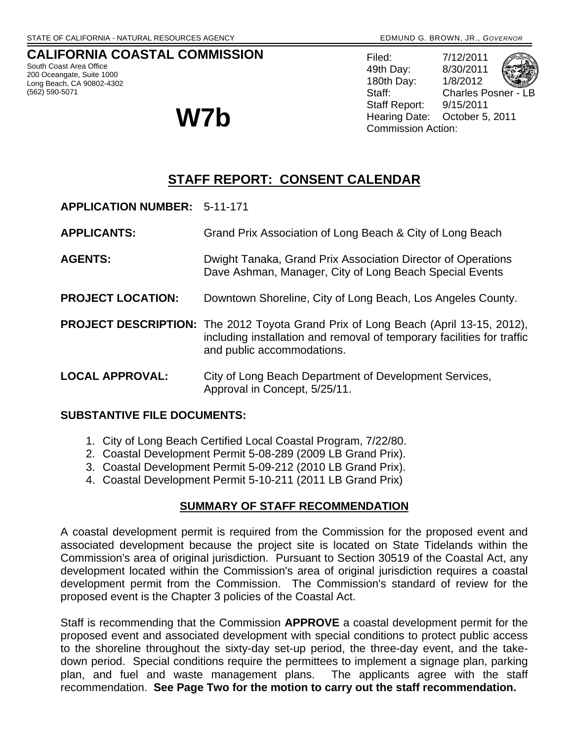STATE OF CALIFORNIA - NATURAL RESOURCES AGENCY EDMUND G. BROWN, JR., *GOVERNOR*

# CALIFORNIA COASTAL COMMISSION

South Coast Area Office
200 Oceangate, Suite 1000
Long Beach, CA 90802-4302
(562) 590-5071

# W7b

Filed: 7/12/2011
49th Day: 8/30/2011
180th Day: 1/8/2012
Staff: Charles Posner - LB
Staff Report: 9/15/2011
Hearing Date: October 5, 2011
Commission Action:

## STAFF REPORT: CONSENT CALENDAR

**APPLICATION NUMBER:** 5-11-171

**APPLICANTS:** Grand Prix Association of Long Beach & City of Long Beach

**AGENTS:** Dwight Tanaka, Grand Prix Association Director of Operations
Dave Ashman, Manager, City of Long Beach Special Events

**PROJECT LOCATION:** Downtown Shoreline, City of Long Beach, Los Angeles County.

**PROJECT DESCRIPTION:** The 2012 Toyota Grand Prix of Long Beach (April 13-15, 2012), including installation and removal of temporary facilities for traffic and public accommodations.

**LOCAL APPROVAL:** City of Long Beach Department of Development Services, Approval in Concept, 5/25/11.

**SUBSTANTIVE FILE DOCUMENTS:**

1. City of Long Beach Certified Local Coastal Program, 7/22/80.
2. Coastal Development Permit 5-08-289 (2009 LB Grand Prix).
3. Coastal Development Permit 5-09-212 (2010 LB Grand Prix).
4. Coastal Development Permit 5-10-211 (2011 LB Grand Prix)

### SUMMARY OF STAFF RECOMMENDATION

A coastal development permit is required from the Commission for the proposed event and associated development because the project site is located on State Tidelands within the Commission's area of original jurisdiction. Pursuant to Section 30519 of the Coastal Act, any development located within the Commission's area of original jurisdiction requires a coastal development permit from the Commission. The Commission's standard of review for the proposed event is the Chapter 3 policies of the Coastal Act.

Staff is recommending that the Commission **APPROVE** a coastal development permit for the proposed event and associated development with special conditions to protect public access to the shoreline throughout the sixty-day set-up period, the three-day event, and the take-down period. Special conditions require the permittees to implement a signage plan, parking plan, and fuel and waste management plans. The applicants agree with the staff recommendation. **See Page Two for the motion to carry out the staff recommendation.**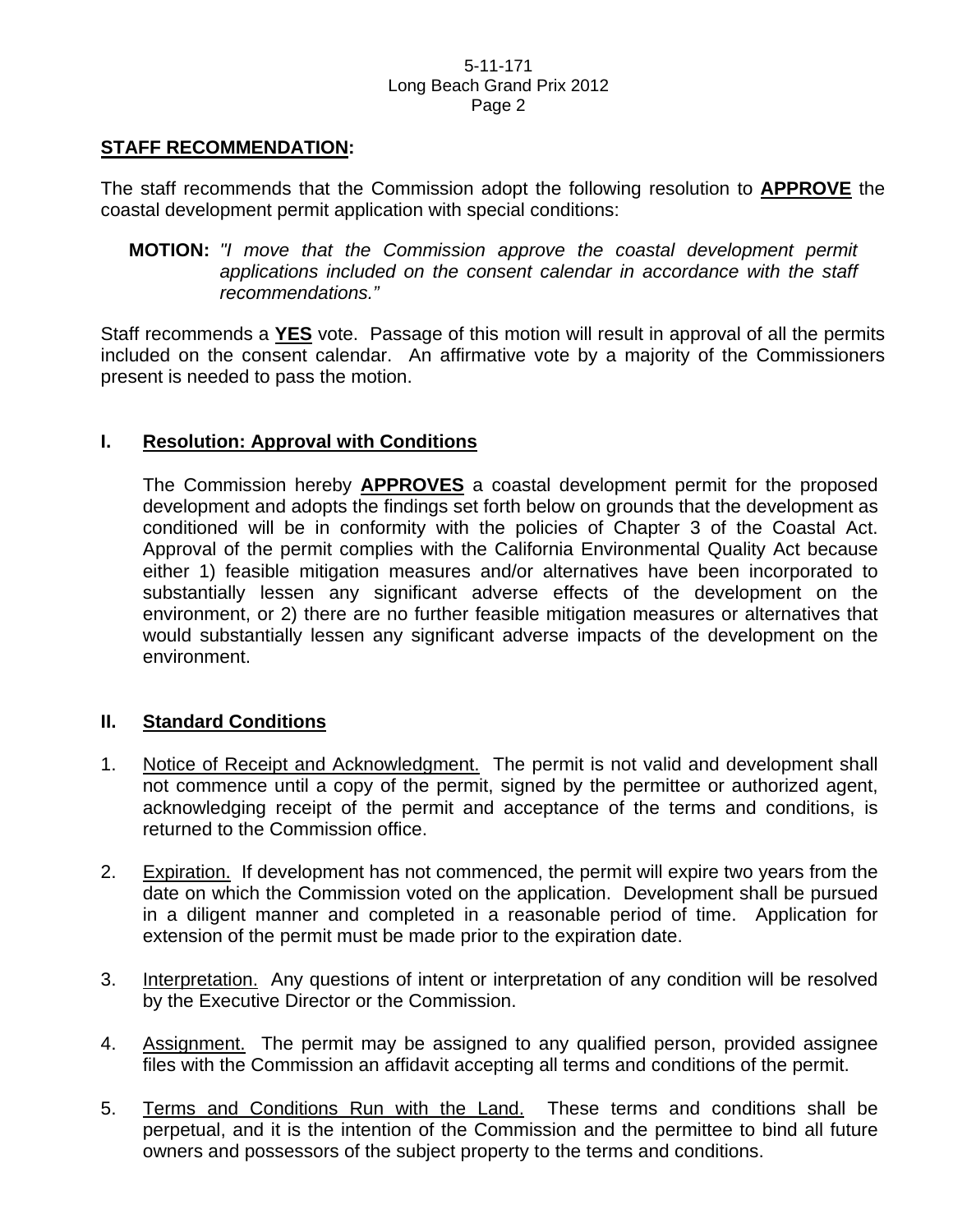**STAFF RECOMMENDATION:**

The staff recommends that the Commission adopt the following resolution to **APPROVE** the coastal development permit application with special conditions:

**MOTION:** *"I move that the Commission approve the coastal development permit applications included on the consent calendar in accordance with the staff recommendations."*

Staff recommends a **YES** vote. Passage of this motion will result in approval of all the permits included on the consent calendar. An affirmative vote by a majority of the Commissioners present is needed to pass the motion.

## I. Resolution: Approval with Conditions

The Commission hereby **APPROVES** a coastal development permit for the proposed development and adopts the findings set forth below on grounds that the development as conditioned will be in conformity with the policies of Chapter 3 of the Coastal Act. Approval of the permit complies with the California Environmental Quality Act because either 1) feasible mitigation measures and/or alternatives have been incorporated to substantially lessen any significant adverse effects of the development on the environment, or 2) there are no further feasible mitigation measures or alternatives that would substantially lessen any significant adverse impacts of the development on the environment.

## II. Standard Conditions

1. Notice of Receipt and Acknowledgment. The permit is not valid and development shall not commence until a copy of the permit, signed by the permittee or authorized agent, acknowledging receipt of the permit and acceptance of the terms and conditions, is returned to the Commission office.

2. Expiration. If development has not commenced, the permit will expire two years from the date on which the Commission voted on the application. Development shall be pursued in a diligent manner and completed in a reasonable period of time. Application for extension of the permit must be made prior to the expiration date.

3. Interpretation. Any questions of intent or interpretation of any condition will be resolved by the Executive Director or the Commission.

4. Assignment. The permit may be assigned to any qualified person, provided assignee files with the Commission an affidavit accepting all terms and conditions of the permit.

5. Terms and Conditions Run with the Land. These terms and conditions shall be perpetual, and it is the intention of the Commission and the permittee to bind all future owners and possessors of the subject property to the terms and conditions.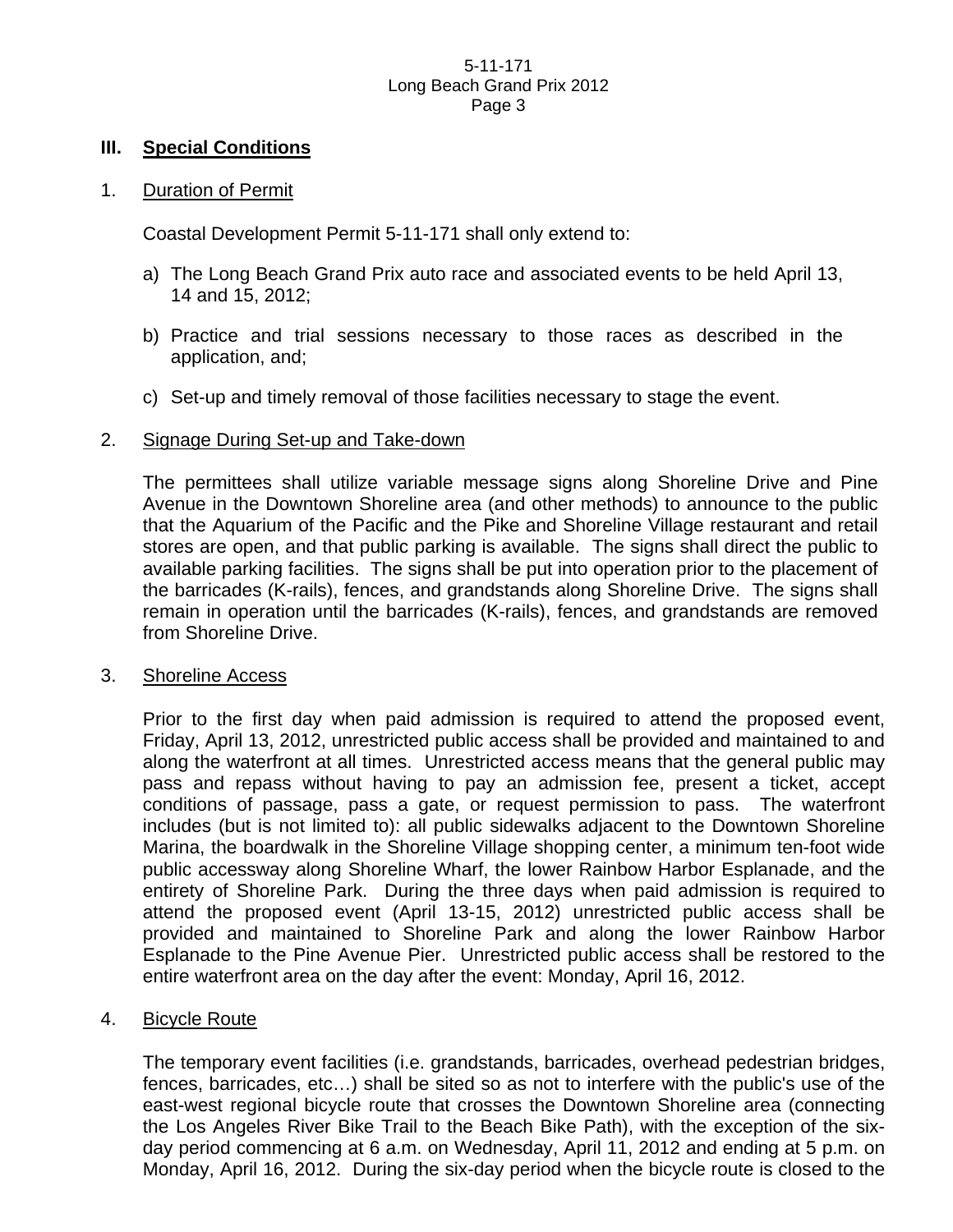## III. Special Conditions

1. Duration of Permit

   Coastal Development Permit 5-11-171 shall only extend to:

   a) The Long Beach Grand Prix auto race and associated events to be held April 13, 14 and 15, 2012;

   b) Practice and trial sessions necessary to those races as described in the application, and;

   c) Set-up and timely removal of those facilities necessary to stage the event.

2. Signage During Set-up and Take-down

   The permittees shall utilize variable message signs along Shoreline Drive and Pine Avenue in the Downtown Shoreline area (and other methods) to announce to the public that the Aquarium of the Pacific and the Pike and Shoreline Village restaurant and retail stores are open, and that public parking is available. The signs shall direct the public to available parking facilities. The signs shall be put into operation prior to the placement of the barricades (K-rails), fences, and grandstands along Shoreline Drive. The signs shall remain in operation until the barricades (K-rails), fences, and grandstands are removed from Shoreline Drive.

3. Shoreline Access

   Prior to the first day when paid admission is required to attend the proposed event, Friday, April 13, 2012, unrestricted public access shall be provided and maintained to and along the waterfront at all times. Unrestricted access means that the general public may pass and repass without having to pay an admission fee, present a ticket, accept conditions of passage, pass a gate, or request permission to pass. The waterfront includes (but is not limited to): all public sidewalks adjacent to the Downtown Shoreline Marina, the boardwalk in the Shoreline Village shopping center, a minimum ten-foot wide public accessway along Shoreline Wharf, the lower Rainbow Harbor Esplanade, and the entirety of Shoreline Park. During the three days when paid admission is required to attend the proposed event (April 13-15, 2012) unrestricted public access shall be provided and maintained to Shoreline Park and along the lower Rainbow Harbor Esplanade to the Pine Avenue Pier. Unrestricted public access shall be restored to the entire waterfront area on the day after the event: Monday, April 16, 2012.

4. Bicycle Route

   The temporary event facilities (i.e. grandstands, barricades, overhead pedestrian bridges, fences, barricades, etc…) shall be sited so as not to interfere with the public's use of the east-west regional bicycle route that crosses the Downtown Shoreline area (connecting the Los Angeles River Bike Trail to the Beach Bike Path), with the exception of the six-day period commencing at 6 a.m. on Wednesday, April 11, 2012 and ending at 5 p.m. on Monday, April 16, 2012. During the six-day period when the bicycle route is closed to the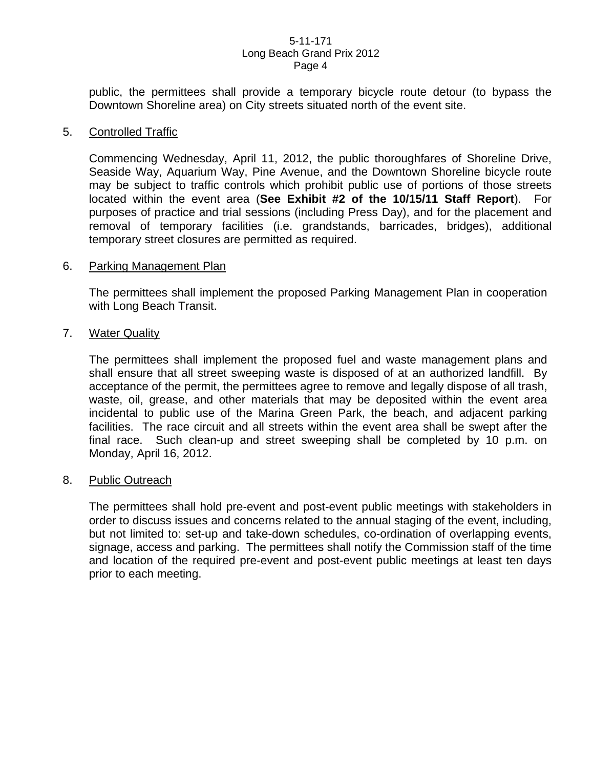public, the permittees shall provide a temporary bicycle route detour (to bypass the Downtown Shoreline area) on City streets situated north of the event site.

5. Controlled Traffic

   Commencing Wednesday, April 11, 2012, the public thoroughfares of Shoreline Drive, Seaside Way, Aquarium Way, Pine Avenue, and the Downtown Shoreline bicycle route may be subject to traffic controls which prohibit public use of portions of those streets located within the event area (**See Exhibit #2 of the 10/15/11 Staff Report**). For purposes of practice and trial sessions (including Press Day), and for the placement and removal of temporary facilities (i.e. grandstands, barricades, bridges), additional temporary street closures are permitted as required.

6. Parking Management Plan

   The permittees shall implement the proposed Parking Management Plan in cooperation with Long Beach Transit.

7. Water Quality

   The permittees shall implement the proposed fuel and waste management plans and shall ensure that all street sweeping waste is disposed of at an authorized landfill. By acceptance of the permit, the permittees agree to remove and legally dispose of all trash, waste, oil, grease, and other materials that may be deposited within the event area incidental to public use of the Marina Green Park, the beach, and adjacent parking facilities. The race circuit and all streets within the event area shall be swept after the final race. Such clean-up and street sweeping shall be completed by 10 p.m. on Monday, April 16, 2012.

8. Public Outreach

   The permittees shall hold pre-event and post-event public meetings with stakeholders in order to discuss issues and concerns related to the annual staging of the event, including, but not limited to: set-up and take-down schedules, co-ordination of overlapping events, signage, access and parking. The permittees shall notify the Commission staff of the time and location of the required pre-event and post-event public meetings at least ten days prior to each meeting.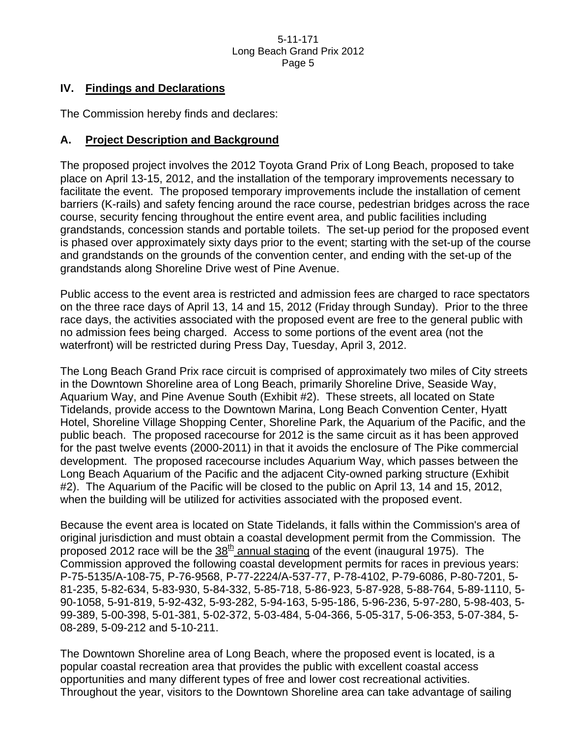## IV. Findings and Declarations

The Commission hereby finds and declares:

### A. Project Description and Background

The proposed project involves the 2012 Toyota Grand Prix of Long Beach, proposed to take place on April 13-15, 2012, and the installation of the temporary improvements necessary to facilitate the event. The proposed temporary improvements include the installation of cement barriers (K-rails) and safety fencing around the race course, pedestrian bridges across the race course, security fencing throughout the entire event area, and public facilities including grandstands, concession stands and portable toilets. The set-up period for the proposed event is phased over approximately sixty days prior to the event; starting with the set-up of the course and grandstands on the grounds of the convention center, and ending with the set-up of the grandstands along Shoreline Drive west of Pine Avenue.

Public access to the event area is restricted and admission fees are charged to race spectators on the three race days of April 13, 14 and 15, 2012 (Friday through Sunday). Prior to the three race days, the activities associated with the proposed event are free to the general public with no admission fees being charged. Access to some portions of the event area (not the waterfront) will be restricted during Press Day, Tuesday, April 3, 2012.

The Long Beach Grand Prix race circuit is comprised of approximately two miles of City streets in the Downtown Shoreline area of Long Beach, primarily Shoreline Drive, Seaside Way, Aquarium Way, and Pine Avenue South (Exhibit #2). These streets, all located on State Tidelands, provide access to the Downtown Marina, Long Beach Convention Center, Hyatt Hotel, Shoreline Village Shopping Center, Shoreline Park, the Aquarium of the Pacific, and the public beach. The proposed racecourse for 2012 is the same circuit as it has been approved for the past twelve events (2000-2011) in that it avoids the enclosure of The Pike commercial development. The proposed racecourse includes Aquarium Way, which passes between the Long Beach Aquarium of the Pacific and the adjacent City-owned parking structure (Exhibit #2). The Aquarium of the Pacific will be closed to the public on April 13, 14 and 15, 2012, when the building will be utilized for activities associated with the proposed event.

Because the event area is located on State Tidelands, it falls within the Commission's area of original jurisdiction and must obtain a coastal development permit from the Commission. The proposed 2012 race will be the 38th annual staging of the event (inaugural 1975). The Commission approved the following coastal development permits for races in previous years: P-75-5135/A-108-75, P-76-9568, P-77-2224/A-537-77, P-78-4102, P-79-6086, P-80-7201, 5-81-235, 5-82-634, 5-83-930, 5-84-332, 5-85-718, 5-86-923, 5-87-928, 5-88-764, 5-89-1110, 5-90-1058, 5-91-819, 5-92-432, 5-93-282, 5-94-163, 5-95-186, 5-96-236, 5-97-280, 5-98-403, 5-99-389, 5-00-398, 5-01-381, 5-02-372, 5-03-484, 5-04-366, 5-05-317, 5-06-353, 5-07-384, 5-08-289, 5-09-212 and 5-10-211.

The Downtown Shoreline area of Long Beach, where the proposed event is located, is a popular coastal recreation area that provides the public with excellent coastal access opportunities and many different types of free and lower cost recreational activities. Throughout the year, visitors to the Downtown Shoreline area can take advantage of sailing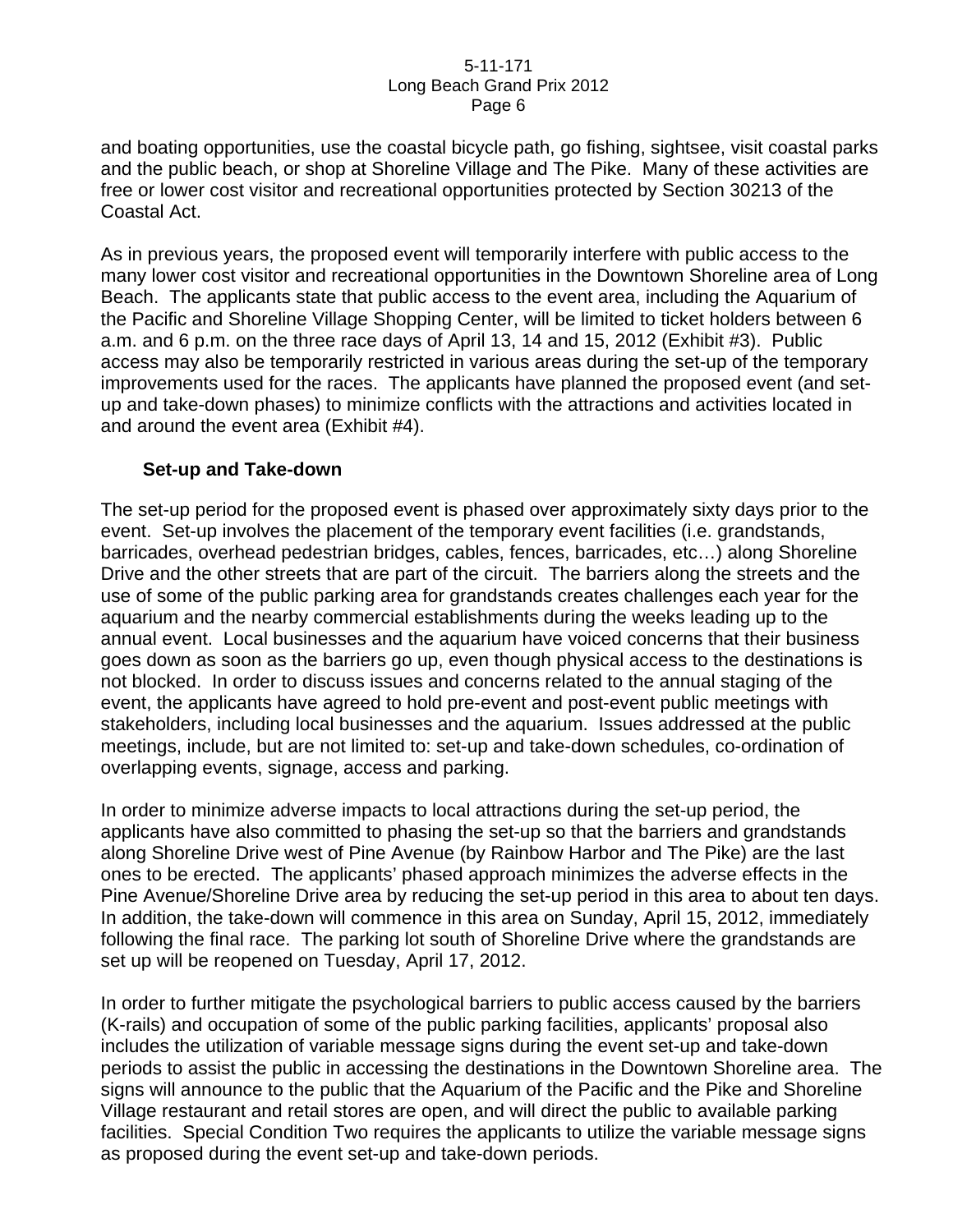and boating opportunities, use the coastal bicycle path, go fishing, sightsee, visit coastal parks and the public beach, or shop at Shoreline Village and The Pike. Many of these activities are free or lower cost visitor and recreational opportunities protected by Section 30213 of the Coastal Act.

As in previous years, the proposed event will temporarily interfere with public access to the many lower cost visitor and recreational opportunities in the Downtown Shoreline area of Long Beach. The applicants state that public access to the event area, including the Aquarium of the Pacific and Shoreline Village Shopping Center, will be limited to ticket holders between 6 a.m. and 6 p.m. on the three race days of April 13, 14 and 15, 2012 (Exhibit #3). Public access may also be temporarily restricted in various areas during the set-up of the temporary improvements used for the races. The applicants have planned the proposed event (and set-up and take-down phases) to minimize conflicts with the attractions and activities located in and around the event area (Exhibit #4).

**Set-up and Take-down**

The set-up period for the proposed event is phased over approximately sixty days prior to the event. Set-up involves the placement of the temporary event facilities (i.e. grandstands, barricades, overhead pedestrian bridges, cables, fences, barricades, etc…) along Shoreline Drive and the other streets that are part of the circuit. The barriers along the streets and the use of some of the public parking area for grandstands creates challenges each year for the aquarium and the nearby commercial establishments during the weeks leading up to the annual event. Local businesses and the aquarium have voiced concerns that their business goes down as soon as the barriers go up, even though physical access to the destinations is not blocked. In order to discuss issues and concerns related to the annual staging of the event, the applicants have agreed to hold pre-event and post-event public meetings with stakeholders, including local businesses and the aquarium. Issues addressed at the public meetings, include, but are not limited to: set-up and take-down schedules, co-ordination of overlapping events, signage, access and parking.

In order to minimize adverse impacts to local attractions during the set-up period, the applicants have also committed to phasing the set-up so that the barriers and grandstands along Shoreline Drive west of Pine Avenue (by Rainbow Harbor and The Pike) are the last ones to be erected. The applicants' phased approach minimizes the adverse effects in the Pine Avenue/Shoreline Drive area by reducing the set-up period in this area to about ten days. In addition, the take-down will commence in this area on Sunday, April 15, 2012, immediately following the final race. The parking lot south of Shoreline Drive where the grandstands are set up will be reopened on Tuesday, April 17, 2012.

In order to further mitigate the psychological barriers to public access caused by the barriers (K-rails) and occupation of some of the public parking facilities, applicants' proposal also includes the utilization of variable message signs during the event set-up and take-down periods to assist the public in accessing the destinations in the Downtown Shoreline area. The signs will announce to the public that the Aquarium of the Pacific and the Pike and Shoreline Village restaurant and retail stores are open, and will direct the public to available parking facilities. Special Condition Two requires the applicants to utilize the variable message signs as proposed during the event set-up and take-down periods.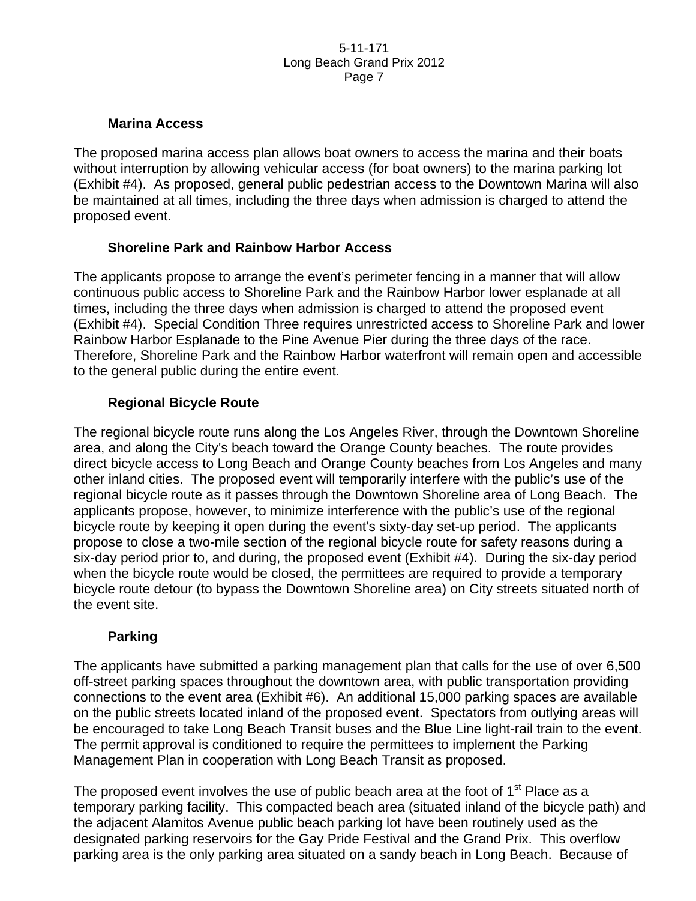### Marina Access

The proposed marina access plan allows boat owners to access the marina and their boats without interruption by allowing vehicular access (for boat owners) to the marina parking lot (Exhibit #4). As proposed, general public pedestrian access to the Downtown Marina will also be maintained at all times, including the three days when admission is charged to attend the proposed event.

### Shoreline Park and Rainbow Harbor Access

The applicants propose to arrange the event's perimeter fencing in a manner that will allow continuous public access to Shoreline Park and the Rainbow Harbor lower esplanade at all times, including the three days when admission is charged to attend the proposed event (Exhibit #4). Special Condition Three requires unrestricted access to Shoreline Park and lower Rainbow Harbor Esplanade to the Pine Avenue Pier during the three days of the race. Therefore, Shoreline Park and the Rainbow Harbor waterfront will remain open and accessible to the general public during the entire event.

### Regional Bicycle Route

The regional bicycle route runs along the Los Angeles River, through the Downtown Shoreline area, and along the City's beach toward the Orange County beaches. The route provides direct bicycle access to Long Beach and Orange County beaches from Los Angeles and many other inland cities. The proposed event will temporarily interfere with the public's use of the regional bicycle route as it passes through the Downtown Shoreline area of Long Beach. The applicants propose, however, to minimize interference with the public's use of the regional bicycle route by keeping it open during the event's sixty-day set-up period. The applicants propose to close a two-mile section of the regional bicycle route for safety reasons during a six-day period prior to, and during, the proposed event (Exhibit #4). During the six-day period when the bicycle route would be closed, the permittees are required to provide a temporary bicycle route detour (to bypass the Downtown Shoreline area) on City streets situated north of the event site.

### Parking

The applicants have submitted a parking management plan that calls for the use of over 6,500 off-street parking spaces throughout the downtown area, with public transportation providing connections to the event area (Exhibit #6). An additional 15,000 parking spaces are available on the public streets located inland of the proposed event. Spectators from outlying areas will be encouraged to take Long Beach Transit buses and the Blue Line light-rail train to the event. The permit approval is conditioned to require the permittees to implement the Parking Management Plan in cooperation with Long Beach Transit as proposed.

The proposed event involves the use of public beach area at the foot of 1st Place as a temporary parking facility. This compacted beach area (situated inland of the bicycle path) and the adjacent Alamitos Avenue public beach parking lot have been routinely used as the designated parking reservoirs for the Gay Pride Festival and the Grand Prix. This overflow parking area is the only parking area situated on a sandy beach in Long Beach. Because of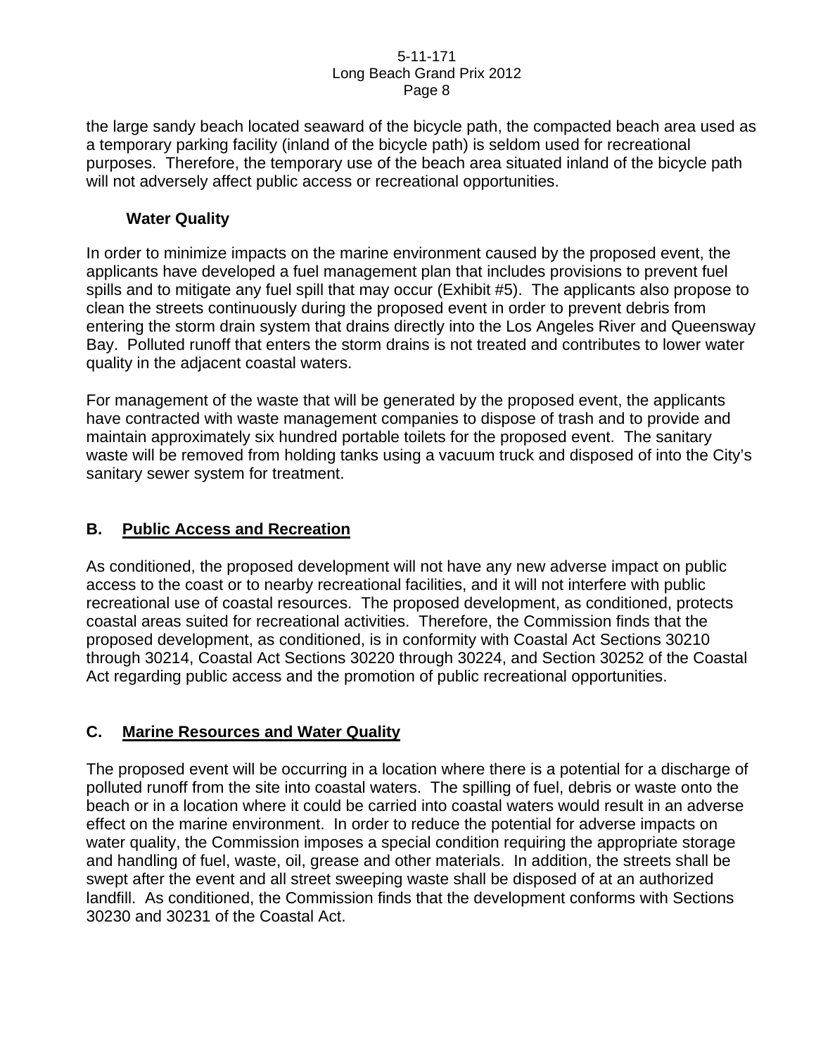the large sandy beach located seaward of the bicycle path, the compacted beach area used as a temporary parking facility (inland of the bicycle path) is seldom used for recreational purposes. Therefore, the temporary use of the beach area situated inland of the bicycle path will not adversely affect public access or recreational opportunities.

**Water Quality**

In order to minimize impacts on the marine environment caused by the proposed event, the applicants have developed a fuel management plan that includes provisions to prevent fuel spills and to mitigate any fuel spill that may occur (Exhibit #5). The applicants also propose to clean the streets continuously during the proposed event in order to prevent debris from entering the storm drain system that drains directly into the Los Angeles River and Queensway Bay. Polluted runoff that enters the storm drains is not treated and contributes to lower water quality in the adjacent coastal waters.

For management of the waste that will be generated by the proposed event, the applicants have contracted with waste management companies to dispose of trash and to provide and maintain approximately six hundred portable toilets for the proposed event. The sanitary waste will be removed from holding tanks using a vacuum truck and disposed of into the City's sanitary sewer system for treatment.

## B. Public Access and Recreation

As conditioned, the proposed development will not have any new adverse impact on public access to the coast or to nearby recreational facilities, and it will not interfere with public recreational use of coastal resources. The proposed development, as conditioned, protects coastal areas suited for recreational activities. Therefore, the Commission finds that the proposed development, as conditioned, is in conformity with Coastal Act Sections 30210 through 30214, Coastal Act Sections 30220 through 30224, and Section 30252 of the Coastal Act regarding public access and the promotion of public recreational opportunities.

## C. Marine Resources and Water Quality

The proposed event will be occurring in a location where there is a potential for a discharge of polluted runoff from the site into coastal waters. The spilling of fuel, debris or waste onto the beach or in a location where it could be carried into coastal waters would result in an adverse effect on the marine environment. In order to reduce the potential for adverse impacts on water quality, the Commission imposes a special condition requiring the appropriate storage and handling of fuel, waste, oil, grease and other materials. In addition, the streets shall be swept after the event and all street sweeping waste shall be disposed of at an authorized landfill. As conditioned, the Commission finds that the development conforms with Sections 30230 and 30231 of the Coastal Act.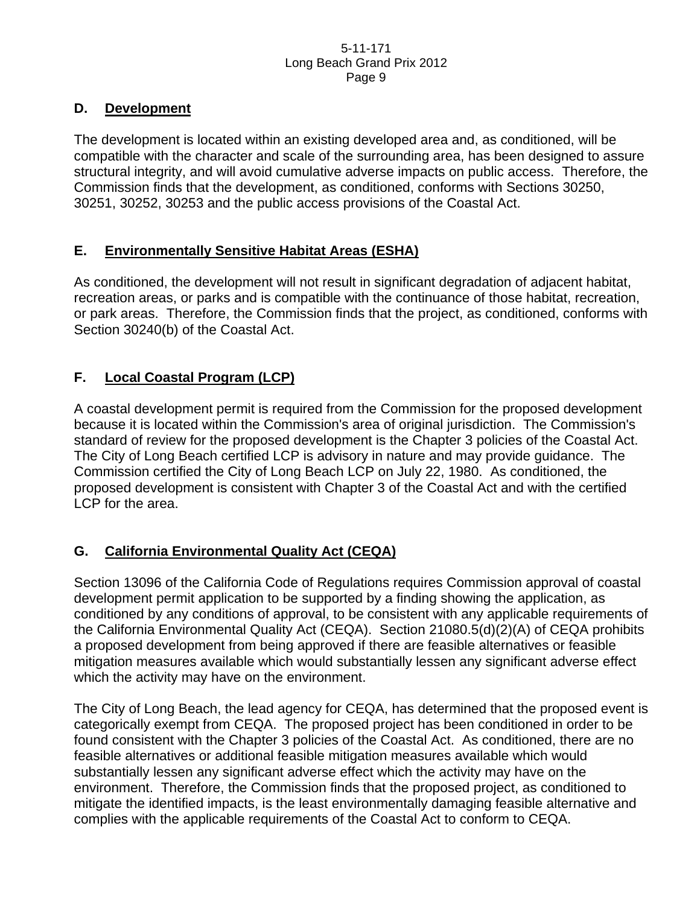### D. Development

The development is located within an existing developed area and, as conditioned, will be compatible with the character and scale of the surrounding area, has been designed to assure structural integrity, and will avoid cumulative adverse impacts on public access. Therefore, the Commission finds that the development, as conditioned, conforms with Sections 30250, 30251, 30252, 30253 and the public access provisions of the Coastal Act.

### E. Environmentally Sensitive Habitat Areas (ESHA)

As conditioned, the development will not result in significant degradation of adjacent habitat, recreation areas, or parks and is compatible with the continuance of those habitat, recreation, or park areas. Therefore, the Commission finds that the project, as conditioned, conforms with Section 30240(b) of the Coastal Act.

### F. Local Coastal Program (LCP)

A coastal development permit is required from the Commission for the proposed development because it is located within the Commission's area of original jurisdiction. The Commission's standard of review for the proposed development is the Chapter 3 policies of the Coastal Act. The City of Long Beach certified LCP is advisory in nature and may provide guidance. The Commission certified the City of Long Beach LCP on July 22, 1980. As conditioned, the proposed development is consistent with Chapter 3 of the Coastal Act and with the certified LCP for the area.

### G. California Environmental Quality Act (CEQA)

Section 13096 of the California Code of Regulations requires Commission approval of coastal development permit application to be supported by a finding showing the application, as conditioned by any conditions of approval, to be consistent with any applicable requirements of the California Environmental Quality Act (CEQA). Section 21080.5(d)(2)(A) of CEQA prohibits a proposed development from being approved if there are feasible alternatives or feasible mitigation measures available which would substantially lessen any significant adverse effect which the activity may have on the environment.

The City of Long Beach, the lead agency for CEQA, has determined that the proposed event is categorically exempt from CEQA. The proposed project has been conditioned in order to be found consistent with the Chapter 3 policies of the Coastal Act. As conditioned, there are no feasible alternatives or additional feasible mitigation measures available which would substantially lessen any significant adverse effect which the activity may have on the environment. Therefore, the Commission finds that the proposed project, as conditioned to mitigate the identified impacts, is the least environmentally damaging feasible alternative and complies with the applicable requirements of the Coastal Act to conform to CEQA.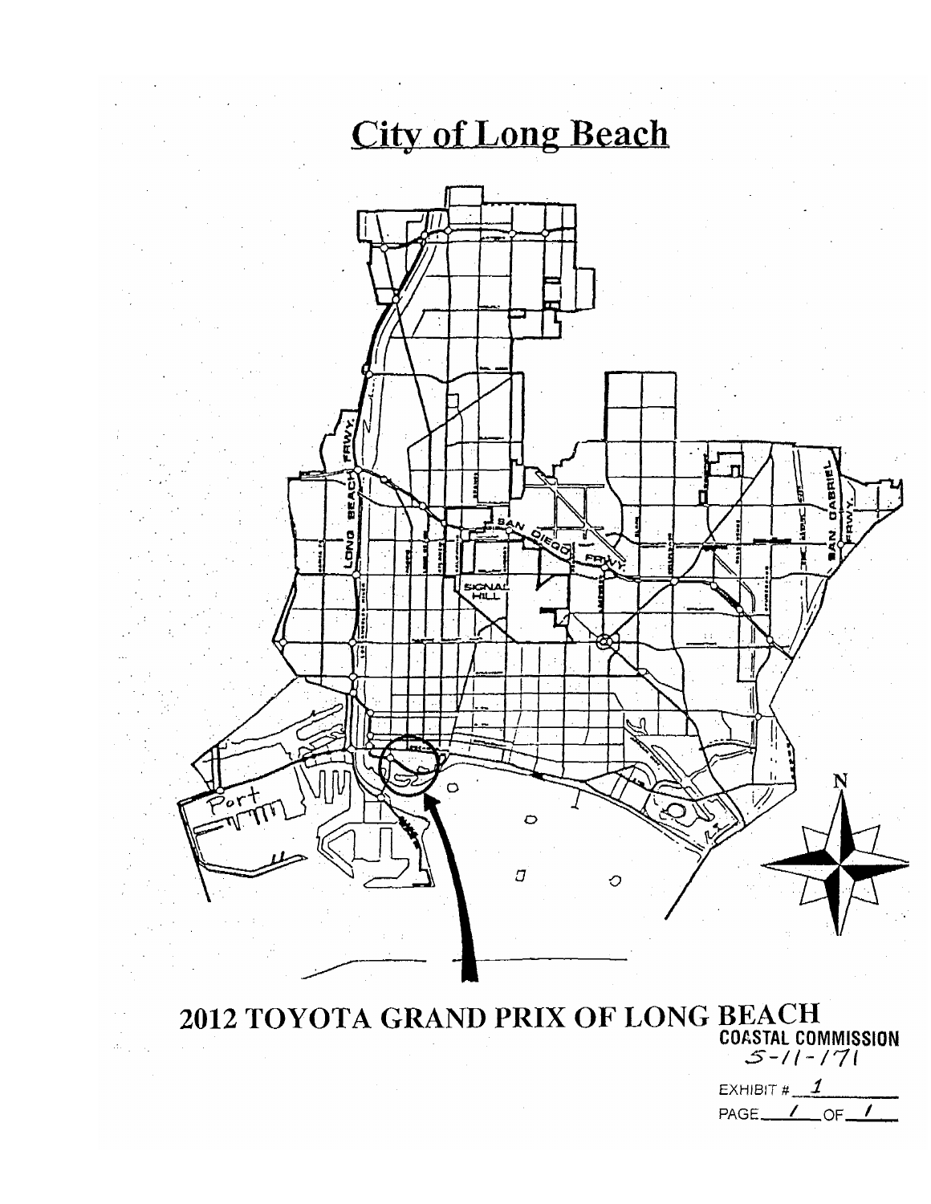# City of Long Beach

## 2012 TOYOTA GRAND PRIX OF LONG BEACH

COASTAL COMMISSION
5-11-171

EXHIBIT # 1
PAGE 1 OF 1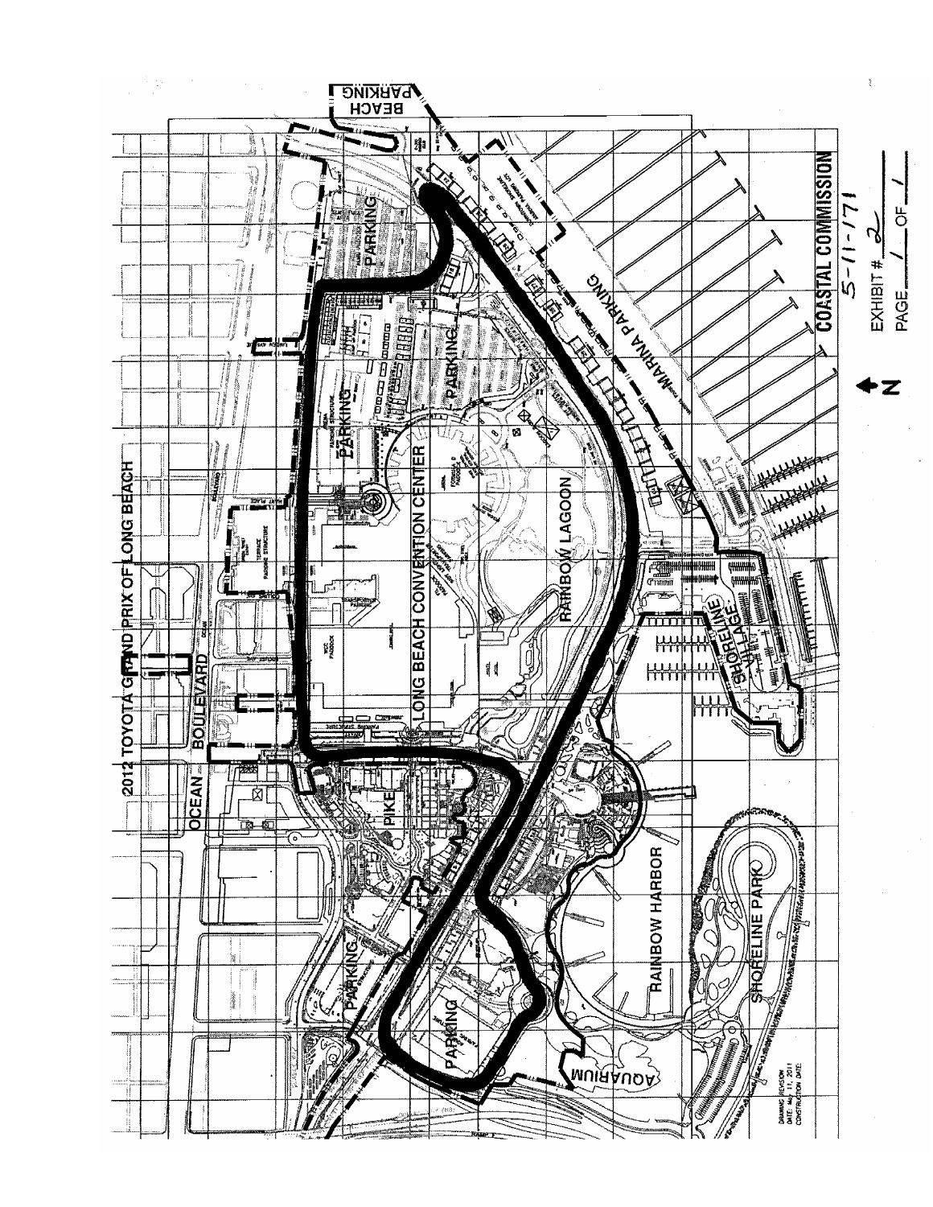2012 TOYOTA GRAND PRIX OF LONG BEACH

OCEAN BOULEVARD

PIKE

LONG BEACH CONVENTION CENTER

RAINBOW LAGOON

PARKING

PARKING

PARKING

PARKING

PARKING

BEACH PARKING

MARINA PARKING

SHORELINE VILLAGE

RAINBOW HARBOR

SHORELINE PARK

AQUARIUM

N

COASTAL COMMISSION

5-11-171

EXHIBIT # 2

PAGE 1 OF 1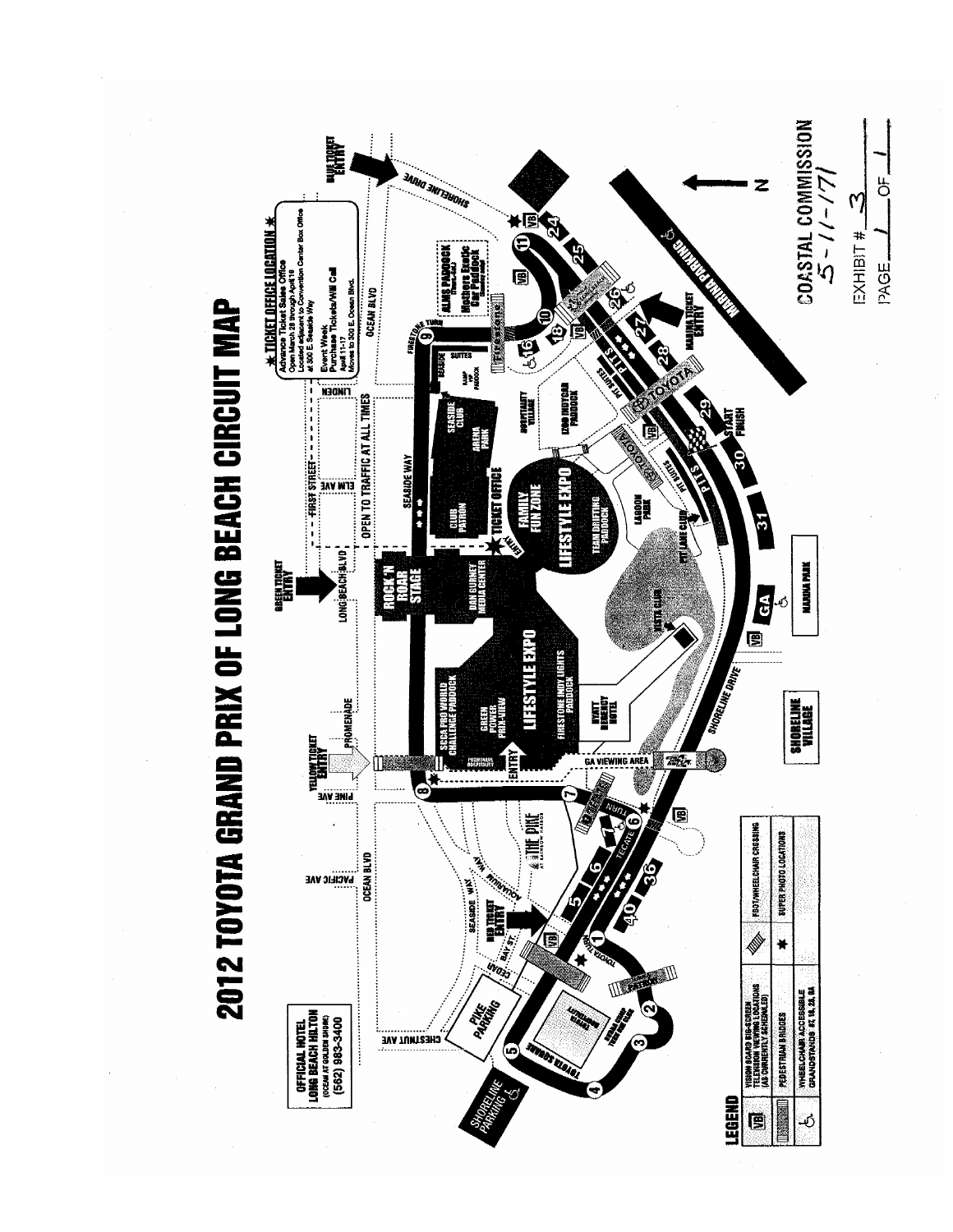# 2012 TOYOTA GRAND PRIX OF LONG BEACH CIRCUIT MAP

**OFFICIAL HOTEL**
**LONG BEACH HILTON**
(OCEAN AT GOLDEN SHORE)
(562) 983-3400

**★ TICKET OFFICE LOCATION ★**
Advance Ticket Sales Office
Open March 28 through April 10
Located adjacent to Convention Center Box Office
at 300 E Seaside Way

Event Week
Purchase Tickets/Will Call
April 11-17
Moves to 300 E. Ocean Blvd.

GREEN TICKET ENTRY

YELLOW TICKET ENTRY

RED TICKET ENTRY

BLUE TICKET ENTRY

MARINA TICKET ENTRY

OPEN TO TRAFFIC AT ALL TIMES

ROCK 'N ROAR STAGE

DAN GURNEY MEDIA CENTER

SCCA PRO WORLD CHALLENGE PADDOCK

GREEN POWER PRIX-VIEW

LIFESTYLE EXPO

FIRESTONE INDY LIGHTS PADDOCK

CLUB PATRON

SEASIDE CLUB

ARENA PARK

FAMILY FUN ZONE

LIFESTYLE EXPO

TEAM DRIFTING PADDOCK

TICKET OFFICE

HOSPITALITY VILLAGE

IZOD INDYCAR PADDOCK

ALMS PADDOCK

Mothers Exotic Car Paddock

LAGOON PARK

PIT LANE CLUB

VISTA CLUB

HYATT REGENCY HOTEL

GA VIEWING AREA

SHORELINE VILLAGE

MARINA PARK

MARINA PARKING

PIKE PARKING

SHORELINE PARKING

THE PIKE AT RAINBOW HARBOR

START FINISH

PITS

PIT SUITES

SUITES

GA

ENTRY

N

## LEGEND

| | | | |
|---|---|---|---|
| VB | VISION BOARD BIG-SCREEN TELEVISION VIEWING LOCATIONS (AS CURRENTLY SCHEDULED) | | FOOT/WHEELCHAIR CROSSING |
| | PEDESTRIAN BRIDGES | ★ | SUPER PHOTO LOCATIONS |
| ♿ | WHEELCHAIR ACCESSIBLE GRANDSTANDS | | |

COASTAL COMMISSION
5-11-171
EXHIBIT # 3
PAGE 1 OF 1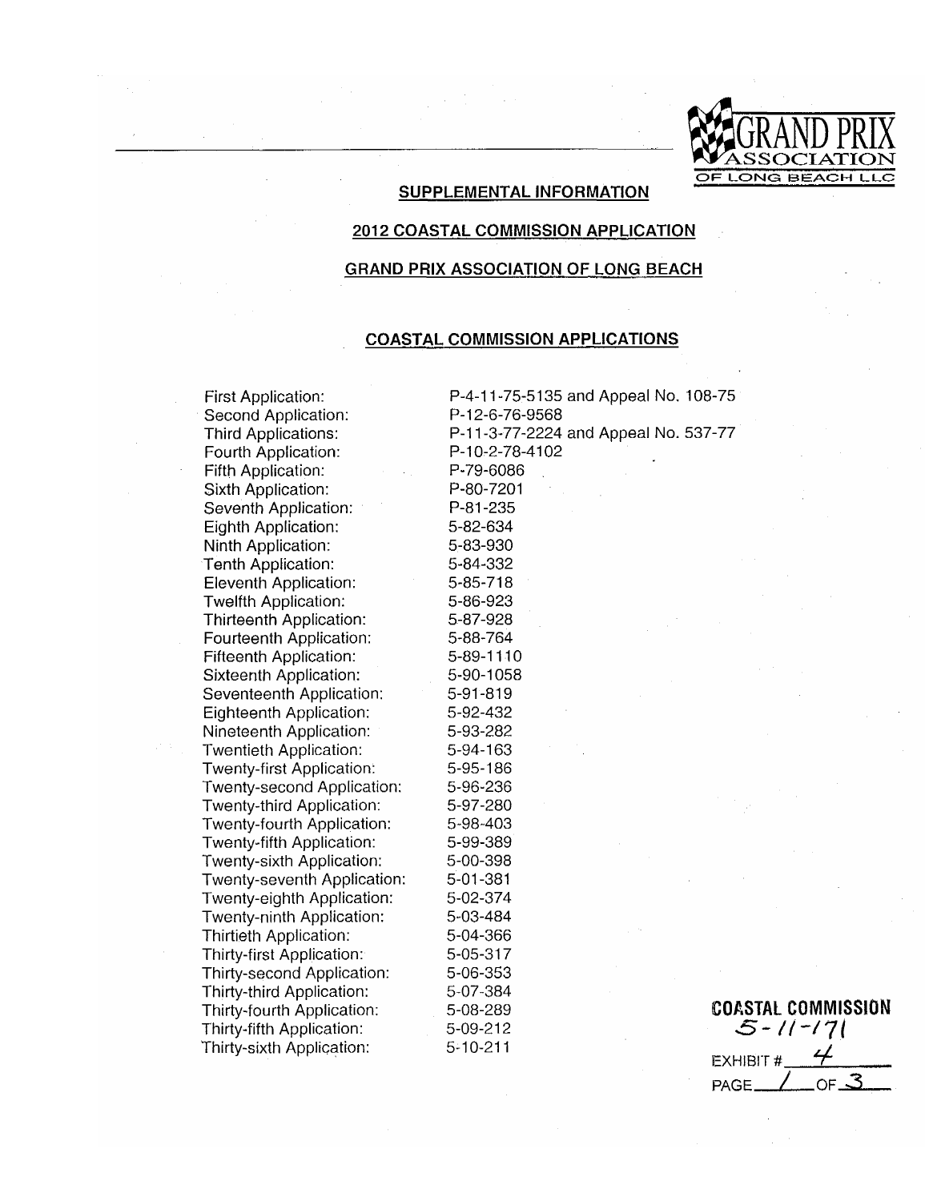GRAND PRIX ASSOCIATION OF LONG BEACH LLC

## SUPPLEMENTAL INFORMATION

## 2012 COASTAL COMMISSION APPLICATION

## GRAND PRIX ASSOCIATION OF LONG BEACH

### COASTAL COMMISSION APPLICATIONS

| | |
|---|---|
| First Application: | P-4-11-75-5135 and Appeal No. 108-75 |
| Second Application: | P-12-6-76-9568 |
| Third Applications: | P-11-3-77-2224 and Appeal No. 537-77 |
| Fourth Application: | P-10-2-78-4102 |
| Fifth Application: | P-79-6086 |
| Sixth Application: | P-80-7201 |
| Seventh Application: | P-81-235 |
| Eighth Application: | 5-82-634 |
| Ninth Application: | 5-83-930 |
| Tenth Application: | 5-84-332 |
| Eleventh Application: | 5-85-718 |
| Twelfth Application: | 5-86-923 |
| Thirteenth Application: | 5-87-928 |
| Fourteenth Application: | 5-88-764 |
| Fifteenth Application: | 5-89-1110 |
| Sixteenth Application: | 5-90-1058 |
| Seventeenth Application: | 5-91-819 |
| Eighteenth Application: | 5-92-432 |
| Nineteenth Application: | 5-93-282 |
| Twentieth Application: | 5-94-163 |
| Twenty-first Application: | 5-95-186 |
| Twenty-second Application: | 5-96-236 |
| Twenty-third Application: | 5-97-280 |
| Twenty-fourth Application: | 5-98-403 |
| Twenty-fifth Application: | 5-99-389 |
| Twenty-sixth Application: | 5-00-398 |
| Twenty-seventh Application: | 5-01-381 |
| Twenty-eighth Application: | 5-02-374 |
| Twenty-ninth Application: | 5-03-484 |
| Thirtieth Application: | 5-04-366 |
| Thirty-first Application: | 5-05-317 |
| Thirty-second Application: | 5-06-353 |
| Thirty-third Application: | 5-07-384 |
| Thirty-fourth Application: | 5-08-289 |
| Thirty-fifth Application: | 5-09-212 |
| Thirty-sixth Application: | 5-10-211 |

COASTAL COMMISSION
5-11-171
EXHIBIT # 4
PAGE 1 OF 3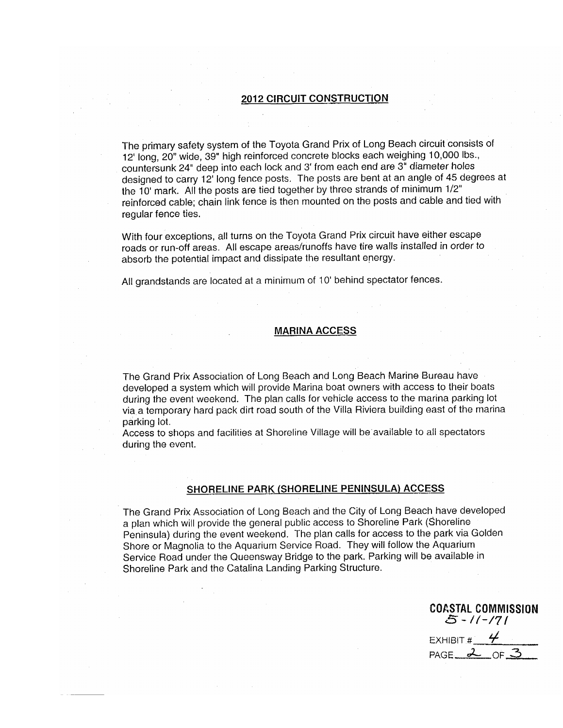## 2012 CIRCUIT CONSTRUCTION

The primary safety system of the Toyota Grand Prix of Long Beach circuit consists of 12' long, 20" wide, 39" high reinforced concrete blocks each weighing 10,000 lbs., countersunk 24" deep into each lock and 3' from each end are 3" diameter holes designed to carry 12' long fence posts. The posts are bent at an angle of 45 degrees at the 10' mark. All the posts are tied together by three strands of minimum 1/2" reinforced cable; chain link fence is then mounted on the posts and cable and tied with regular fence ties.

With four exceptions, all turns on the Toyota Grand Prix circuit have either escape roads or run-off areas. All escape areas/runoffs have tire walls installed in order to absorb the potential impact and dissipate the resultant energy.

All grandstands are located at a minimum of 10' behind spectator fences.

## MARINA ACCESS

The Grand Prix Association of Long Beach and Long Beach Marine Bureau have developed a system which will provide Marina boat owners with access to their boats during the event weekend. The plan calls for vehicle access to the marina parking lot via a temporary hard pack dirt road south of the Villa Riviera building east of the marina parking lot.

Access to shops and facilities at Shoreline Village will be available to all spectators during the event.

## SHORELINE PARK (SHORELINE PENINSULA) ACCESS

The Grand Prix Association of Long Beach and the City of Long Beach have developed a plan which will provide the general public access to Shoreline Park (Shoreline Peninsula) during the event weekend. The plan calls for access to the park via Golden Shore or Magnolia to the Aquarium Service Road. They will follow the Aquarium Service Road under the Queensway Bridge to the park. Parking will be available in Shoreline Park and the Catalina Landing Parking Structure.

COASTAL COMMISSION
5-11-171

EXHIBIT # 4

PAGE 2 OF 3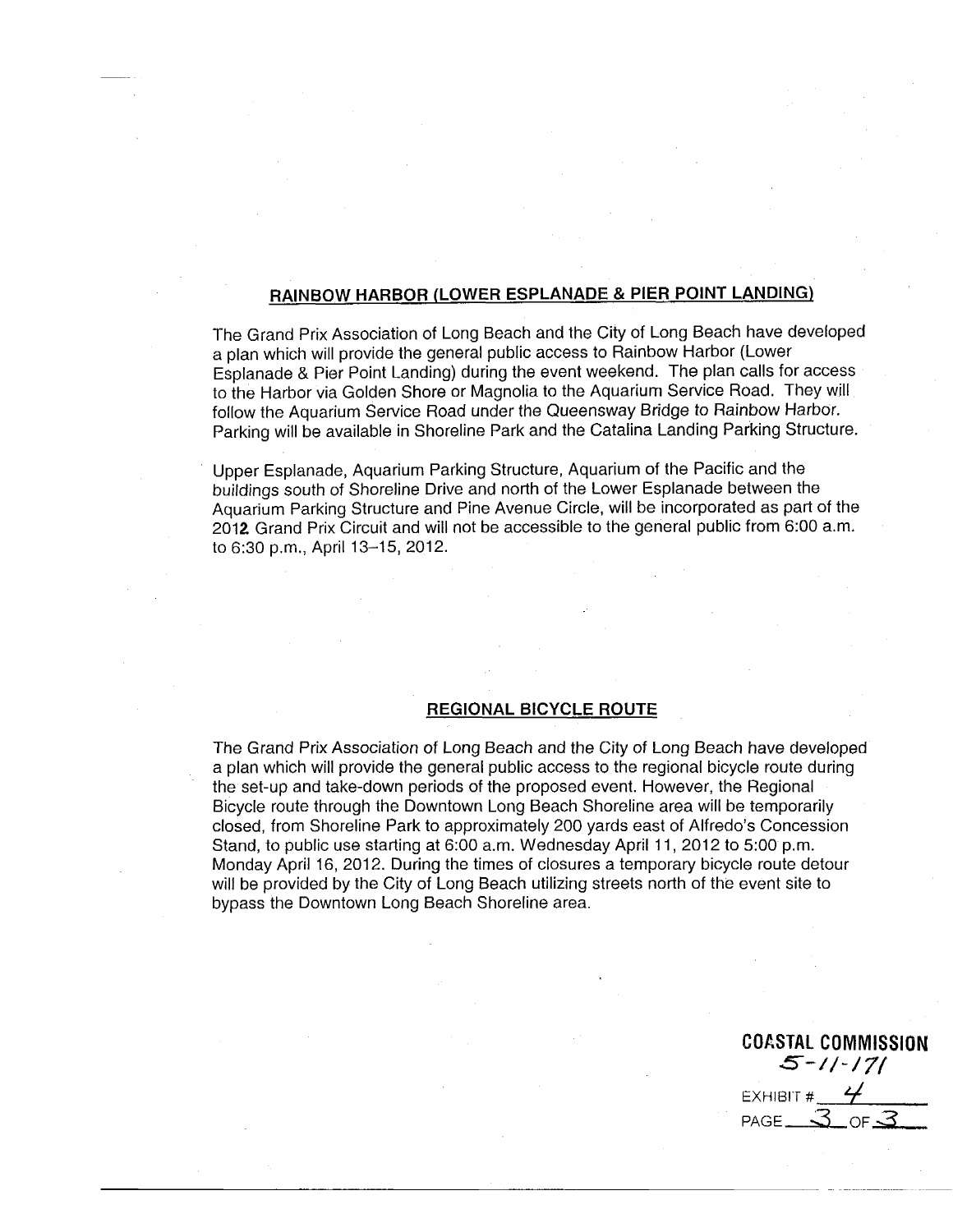## RAINBOW HARBOR (LOWER ESPLANADE & PIER POINT LANDING)

The Grand Prix Association of Long Beach and the City of Long Beach have developed a plan which will provide the general public access to Rainbow Harbor (Lower Esplanade & Pier Point Landing) during the event weekend. The plan calls for access to the Harbor via Golden Shore or Magnolia to the Aquarium Service Road. They will follow the Aquarium Service Road under the Queensway Bridge to Rainbow Harbor. Parking will be available in Shoreline Park and the Catalina Landing Parking Structure.

Upper Esplanade, Aquarium Parking Structure, Aquarium of the Pacific and the buildings south of Shoreline Drive and north of the Lower Esplanade between the Aquarium Parking Structure and Pine Avenue Circle, will be incorporated as part of the 2012 Grand Prix Circuit and will not be accessible to the general public from 6:00 a.m. to 6:30 p.m., April 13–15, 2012.

## REGIONAL BICYCLE ROUTE

The Grand Prix Association of Long Beach and the City of Long Beach have developed a plan which will provide the general public access to the regional bicycle route during the set-up and take-down periods of the proposed event. However, the Regional Bicycle route through the Downtown Long Beach Shoreline area will be temporarily closed, from Shoreline Park to approximately 200 yards east of Alfredo's Concession Stand, to public use starting at 6:00 a.m. Wednesday April 11, 2012 to 5:00 p.m. Monday April 16, 2012. During the times of closures a temporary bicycle route detour will be provided by the City of Long Beach utilizing streets north of the event site to bypass the Downtown Long Beach Shoreline area.

COASTAL COMMISSION
5-11-171
EXHIBIT # 4
PAGE 3 OF 3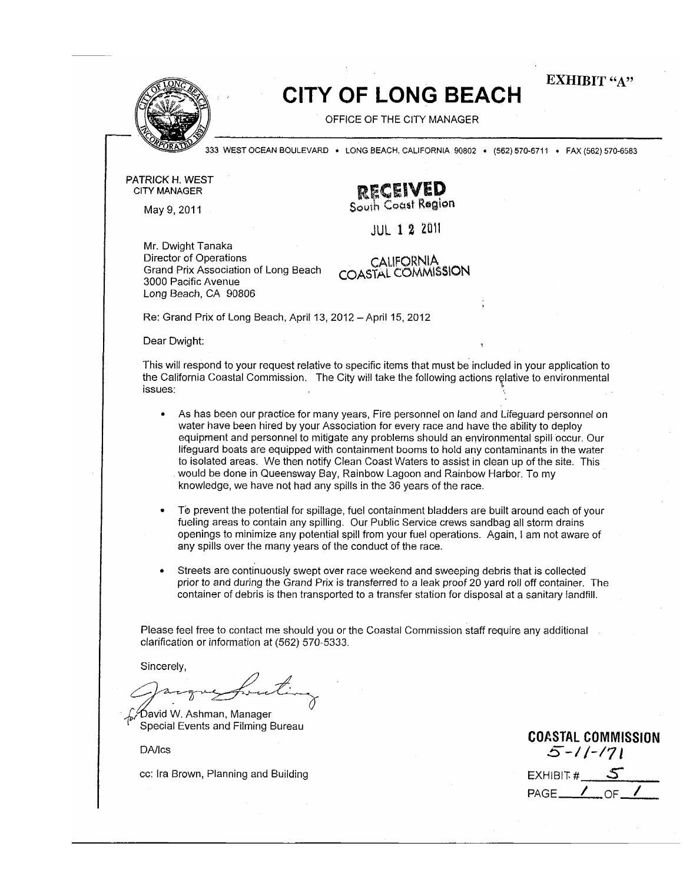EXHIBIT "A"

# CITY OF LONG BEACH

OFFICE OF THE CITY MANAGER

333 WEST OCEAN BOULEVARD • LONG BEACH, CALIFORNIA 90802 • (562) 570-6711 • FAX (562) 570-6583

PATRICK H. WEST
CITY MANAGER

RECEIVED
South Coast Region

JUL 12 2011

CALIFORNIA
COASTAL COMMISSION

May 9, 2011

Mr. Dwight Tanaka
Director of Operations
Grand Prix Association of Long Beach
3000 Pacific Avenue
Long Beach, CA 90806

Re: Grand Prix of Long Beach, April 13, 2012 – April 15, 2012

Dear Dwight:

This will respond to your request relative to specific items that must be included in your application to the California Coastal Commission. The City will take the following actions relative to environmental issues:

- As has been our practice for many years, Fire personnel on land and Lifeguard personnel on water have been hired by your Association for every race and have the ability to deploy equipment and personnel to mitigate any problems should an environmental spill occur. Our lifeguard boats are equipped with containment booms to hold any contaminants in the water to isolated areas. We then notify Clean Coast Waters to assist in clean up of the site. This would be done in Queensway Bay, Rainbow Lagoon and Rainbow Harbor. To my knowledge, we have not had any spills in the 36 years of the race.

- To prevent the potential for spillage, fuel containment bladders are built around each of your fueling areas to contain any spilling. Our Public Service crews sandbag all storm drains openings to minimize any potential spill from your fuel operations. Again, I am not aware of any spills over the many years of the conduct of the race.

- Streets are continuously swept over race weekend and sweeping debris that is collected prior to and during the Grand Prix is transferred to a leak proof 20 yard roll off container. The container of debris is then transported to a transfer station for disposal at a sanitary landfill.

Please feel free to contact me should you or the Coastal Commission staff require any additional clarification or information at (562) 570-5333.

Sincerely,

for David W. Ashman, Manager
Special Events and Filming Bureau

DA/lcs

cc: Ira Brown, Planning and Building

COASTAL COMMISSION
5-11-171
EXHIBIT # 5
PAGE 1 OF 1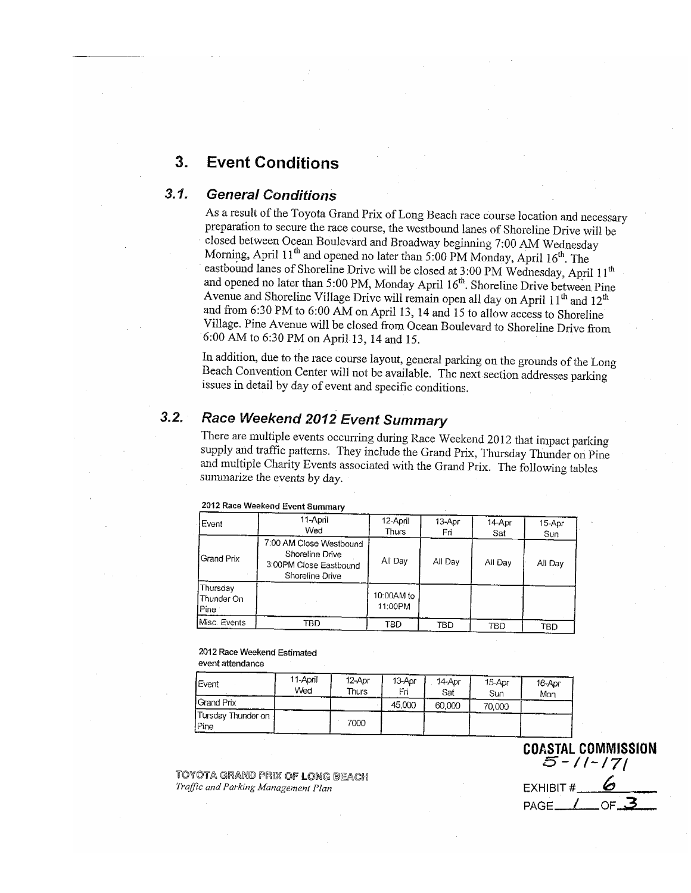## 3. Event Conditions

### 3.1. General Conditions

As a result of the Toyota Grand Prix of Long Beach race course location and necessary preparation to secure the race course, the westbound lanes of Shoreline Drive will be closed between Ocean Boulevard and Broadway beginning 7:00 AM Wednesday Morning, April 11th and opened no later than 5:00 PM Monday, April 16th. The eastbound lanes of Shoreline Drive will be closed at 3:00 PM Wednesday, April 11th and opened no later than 5:00 PM, Monday April 16th. Shoreline Drive between Pine Avenue and Shoreline Village Drive will remain open all day on April 11th and 12th and from 6:30 PM to 6:00 AM on April 13, 14 and 15 to allow access to Shoreline Village. Pine Avenue will be closed from Ocean Boulevard to Shoreline Drive from 6:00 AM to 6:30 PM on April 13, 14 and 15.

In addition, due to the race course layout, general parking on the grounds of the Long Beach Convention Center will not be available. The next section addresses parking issues in detail by day of event and specific conditions.

### 3.2. Race Weekend 2012 Event Summary

There are multiple events occurring during Race Weekend 2012 that impact parking supply and traffic patterns. They include the Grand Prix, Thursday Thunder on Pine and multiple Charity Events associated with the Grand Prix. The following tables summarize the events by day.

**2012 Race Weekend Event Summary**

| Event | 11-April Wed | 12-April Thurs | 13-Apr Fri | 14-Apr Sat | 15-Apr Sun |
|---|---|---|---|---|---|
| Grand Prix | 7:00 AM Close Westbound Shoreline Drive 3:00PM Close Eastbound Shoreline Drive | All Day | All Day | All Day | All Day |
| Thursday Thunder On Pine | | 10:00AM to 11:00PM | | | |
| Misc. Events | TBD | TBD | TBD | TBD | TBD |

**2012 Race Weekend Estimated event attendance**

| Event | 11-April Wed | 12-Apr Thurs | 13-Apr Fri | 14-Apr Sat | 15-Apr Sun | 16-Apr Mon |
|---|---|---|---|---|---|---|
| Grand Prix | | | 45,000 | 60,000 | 70,000 | |
| Tursday Thunder on Pine | | 7000 | | | | |

TOYOTA GRAND PRIX OF LONG BEACH
*Traffic and Parking Management Plan*

COASTAL COMMISSION
5-11-171
EXHIBIT # 6
PAGE 1 OF 3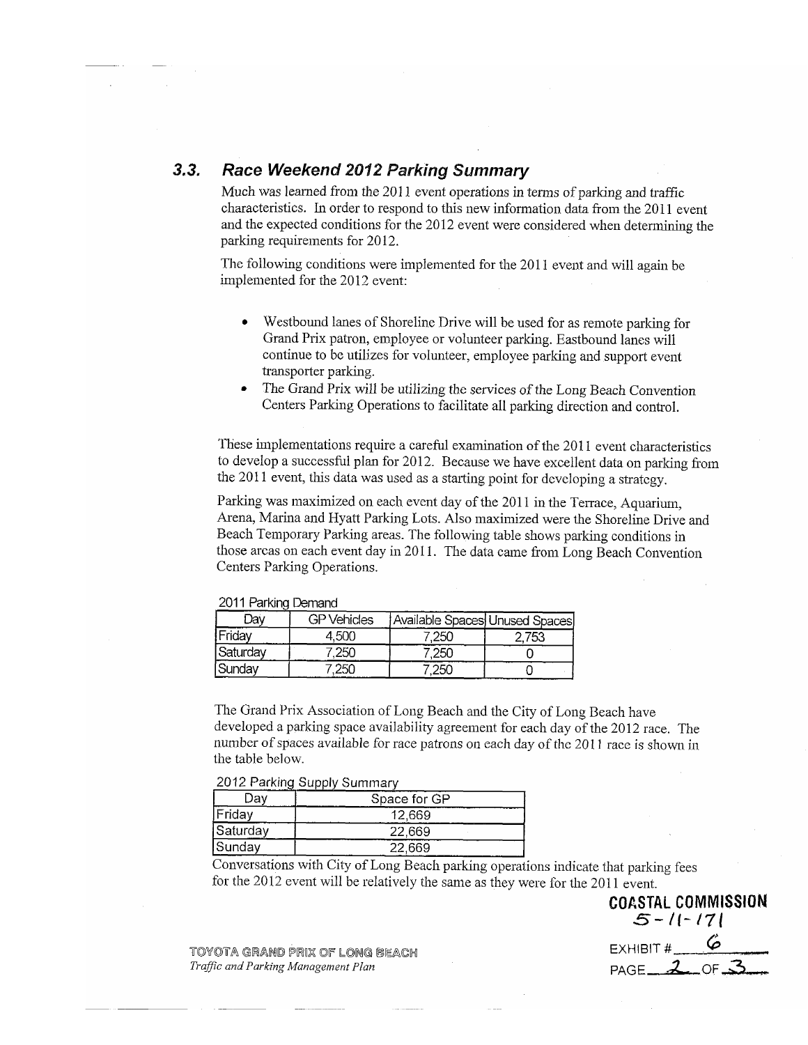## 3.3. *Race Weekend 2012 Parking Summary*

Much was learned from the 2011 event operations in terms of parking and traffic characteristics. In order to respond to this new information data from the 2011 event and the expected conditions for the 2012 event were considered when determining the parking requirements for 2012.

The following conditions were implemented for the 2011 event and will again be implemented for the 2012 event:

- Westbound lanes of Shoreline Drive will be used for as remote parking for Grand Prix patron, employee or volunteer parking. Eastbound lanes will continue to be utilizes for volunteer, employee parking and support event transporter parking.
- The Grand Prix will be utilizing the services of the Long Beach Convention Centers Parking Operations to facilitate all parking direction and control.

These implementations require a careful examination of the 2011 event characteristics to develop a successful plan for 2012. Because we have excellent data on parking from the 2011 event, this data was used as a starting point for developing a strategy.

Parking was maximized on each event day of the 2011 in the Terrace, Aquarium, Arena, Marina and Hyatt Parking Lots. Also maximized were the Shoreline Drive and Beach Temporary Parking areas. The following table shows parking conditions in those areas on each event day in 2011. The data came from Long Beach Convention Centers Parking Operations.

2011 Parking Demand

| Day | GP Vehicles | Available Spaces | Unused Spaces |
|---|---|---|---|
| Friday | 4,500 | 7,250 | 2,753 |
| Saturday | 7,250 | 7,250 | 0 |
| Sunday | 7,250 | 7,250 | 0 |

The Grand Prix Association of Long Beach and the City of Long Beach have developed a parking space availability agreement for each day of the 2012 race. The number of spaces available for race patrons on each day of the 2011 race is shown in the table below.

2012 Parking Supply Summary

| Day | Space for GP |
|---|---|
| Friday | 12,669 |
| Saturday | 22,669 |
| Sunday | 22,669 |

Conversations with City of Long Beach parking operations indicate that parking fees for the 2012 event will be relatively the same as they were for the 2011 event.

**COASTAL COMMISSION**
5-11-171
EXHIBIT # 6
PAGE 2 OF 3

TOYOTA GRAND PRIX OF LONG BEACH
*Traffic and Parking Management Plan*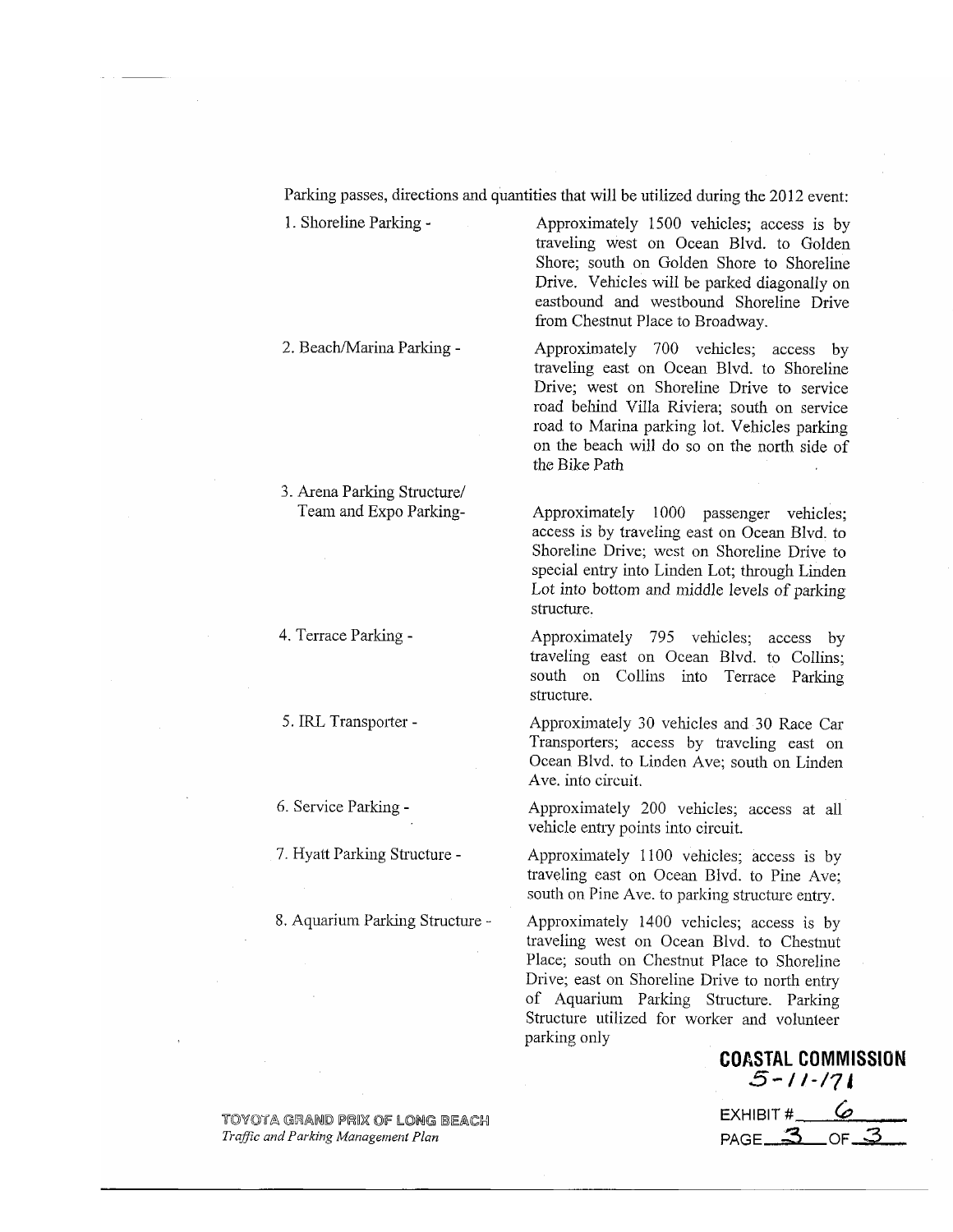Parking passes, directions and quantities that will be utilized during the 2012 event:

| | |
|---|---|
| 1. Shoreline Parking - | Approximately 1500 vehicles; access is by traveling west on Ocean Blvd. to Golden Shore; south on Golden Shore to Shoreline Drive. Vehicles will be parked diagonally on eastbound and westbound Shoreline Drive from Chestnut Place to Broadway. |
| 2. Beach/Marina Parking - | Approximately 700 vehicles; access by traveling east on Ocean Blvd. to Shoreline Drive; west on Shoreline Drive to service road behind Villa Riviera; south on service road to Marina parking lot. Vehicles parking on the beach will do so on the north side of the Bike Path |
| 3. Arena Parking Structure/ Team and Expo Parking- | Approximately 1000 passenger vehicles; access is by traveling east on Ocean Blvd. to Shoreline Drive; west on Shoreline Drive to special entry into Linden Lot; through Linden Lot into bottom and middle levels of parking structure. |
| 4. Terrace Parking - | Approximately 795 vehicles; access by traveling east on Ocean Blvd. to Collins; south on Collins into Terrace Parking structure. |
| 5. IRL Transporter - | Approximately 30 vehicles and 30 Race Car Transporters; access by traveling east on Ocean Blvd. to Linden Ave; south on Linden Ave. into circuit. |
| 6. Service Parking - | Approximately 200 vehicles; access at all vehicle entry points into circuit. |
| 7. Hyatt Parking Structure - | Approximately 1100 vehicles; access is by traveling east on Ocean Blvd. to Pine Ave; south on Pine Ave. to parking structure entry. |
| 8. Aquarium Parking Structure - | Approximately 1400 vehicles; access is by traveling west on Ocean Blvd. to Chestnut Place; south on Chestnut Place to Shoreline Drive; east on Shoreline Drive to north entry of Aquarium Parking Structure. Parking Structure utilized for worker and volunteer parking only |

**COASTAL COMMISSION**
5-11-171

EXHIBIT # 6
PAGE 3 OF 3

TOYOTA GRAND PRIX OF LONG BEACH
*Traffic and Parking Management Plan*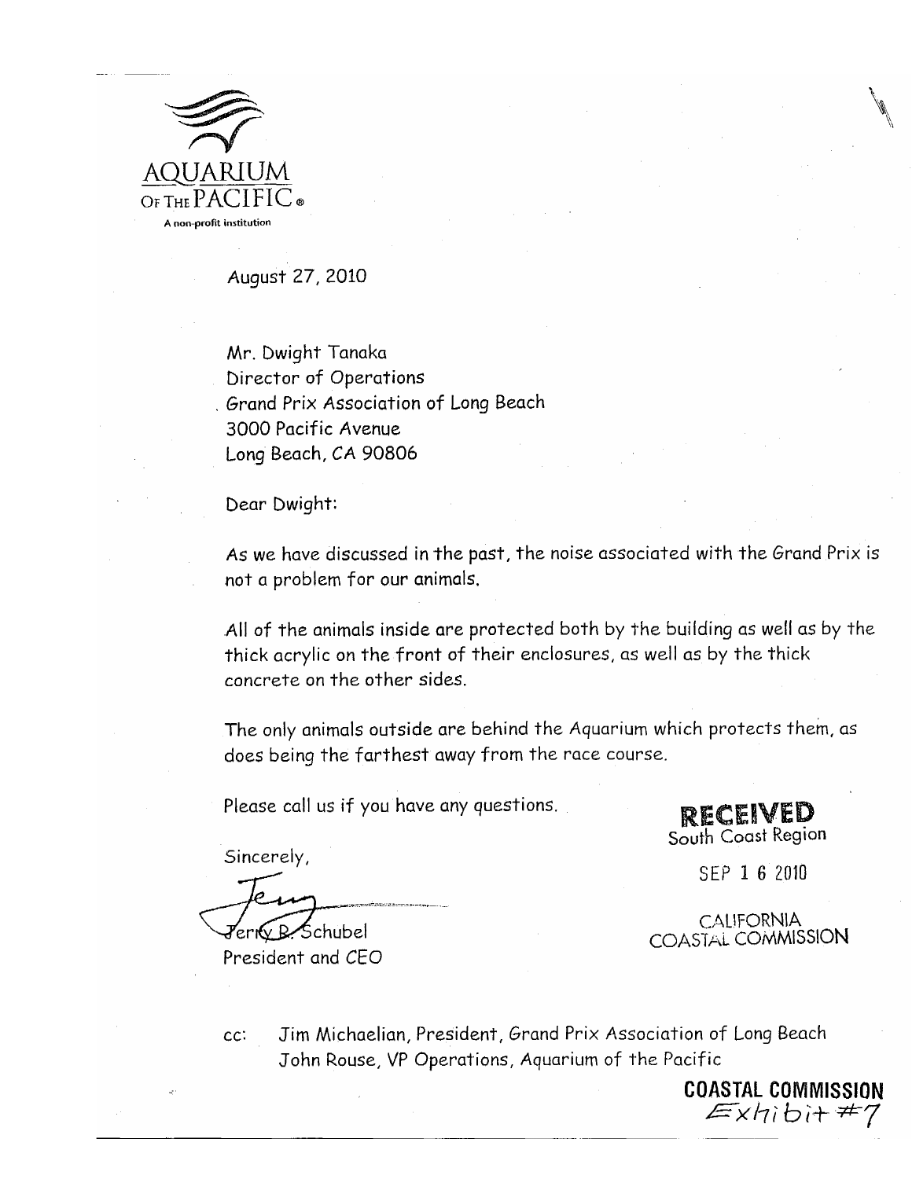AQUARIUM OF THE PACIFIC®

A non-profit institution

August 27, 2010

Mr. Dwight Tanaka
Director of Operations
Grand Prix Association of Long Beach
3000 Pacific Avenue
Long Beach, CA 90806

Dear Dwight:

As we have discussed in the past, the noise associated with the Grand Prix is not a problem for our animals.

All of the animals inside are protected both by the building as well as by the thick acrylic on the front of their enclosures, as well as by the thick concrete on the other sides.

The only animals outside are behind the Aquarium which protects them, as does being the farthest away from the race course.

Please call us if you have any questions.

**RECEIVED**
South Coast Region

SEP 16 2010

CALIFORNIA
COASTAL COMMISSION

Sincerely,

Jerry R. Schubel
President and CEO

cc: Jim Michaelian, President, Grand Prix Association of Long Beach
John Rouse, VP Operations, Aquarium of the Pacific

**COASTAL COMMISSION**
Exhibit #7